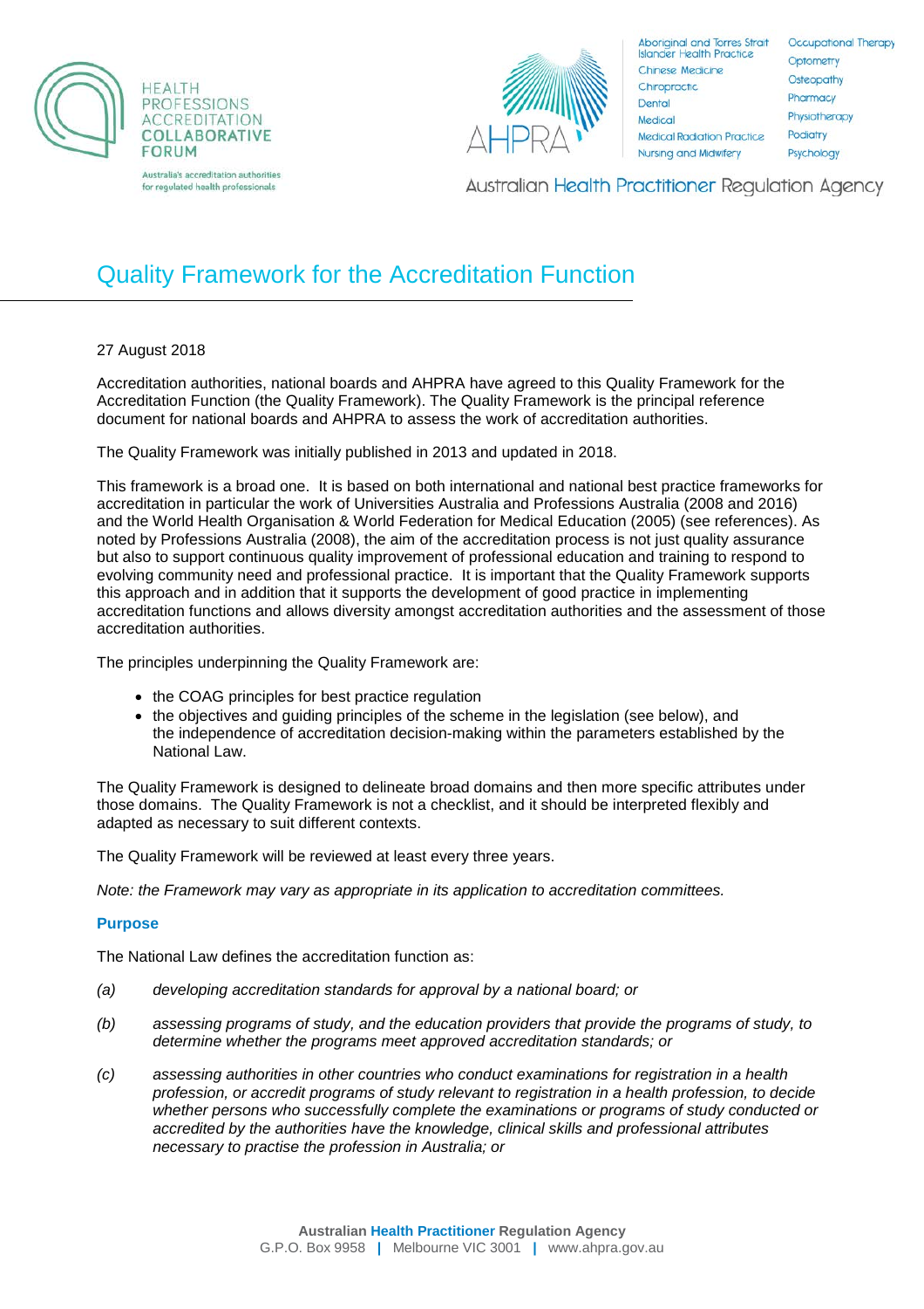# Quality Framework for the Accreditation Function

27 August 2018

Accreditation authorities, national boards and AHPRA have agreed to this Quality Framework for the Accreditation Function (the Quality Framework). The Quality Framework is the principal reference document for national boards and AHPRA to assess the work of accreditation authorities.

The Quality Framework was initially published in 2013 and updated in 2018.

This framework is a broad one. It is based on both international and national best practice frameworks for accreditation in particular the work of Universities Australia and Professions Australia (2008 and 2016) and the World Health Organisation & World Federation for Medical Education (2005) (see references). As noted by Professions Australia (2008), the aim of the accreditation process is not just quality assurance but also to support continuous quality improvement of professional education and training to respond to evolving community need and professional practice. It is important that the Quality Framework supports this approach and in addition that it supports the development of good practice in implementing accreditation functions and allows diversity amongst accreditation authorities and the assessment of those accreditation authorities.

The principles underpinning the Quality Framework are:

- the COAG principles for best practice regulation
- the objectives and guiding principles of the scheme in the legislation (see below), and the independence of accreditation decision-making within the parameters established by the National Law.

The Quality Framework is designed to delineate broad domains and then more specific attributes under those domains. The Quality Framework is not a checklist, and it should be interpreted flexibly and adapted as necessary to suit different contexts.

The Quality Framework will be reviewed at least every three years.

*Note: the Framework may vary as appropriate in its application to accreditation committees.*

### Purpose

The National Law defines the accreditation function as:

*(a) developing accreditation standards for approval by a national board; or*

*(b) assessing programs of study, and the education providers that provide the programs of study, to determine whether the programs meet approved accreditation standards; or*

*(c) assessing authorities in other countries who conduct examinations for registration in a health profession, or accredit programs of study relevant to registration in a health profession, to decide whether persons who successfully complete the examinations or programs of study conducted or accredited by the authorities have the knowledge, clinical skills and professional attributes necessary to practise the profession in Australia; or*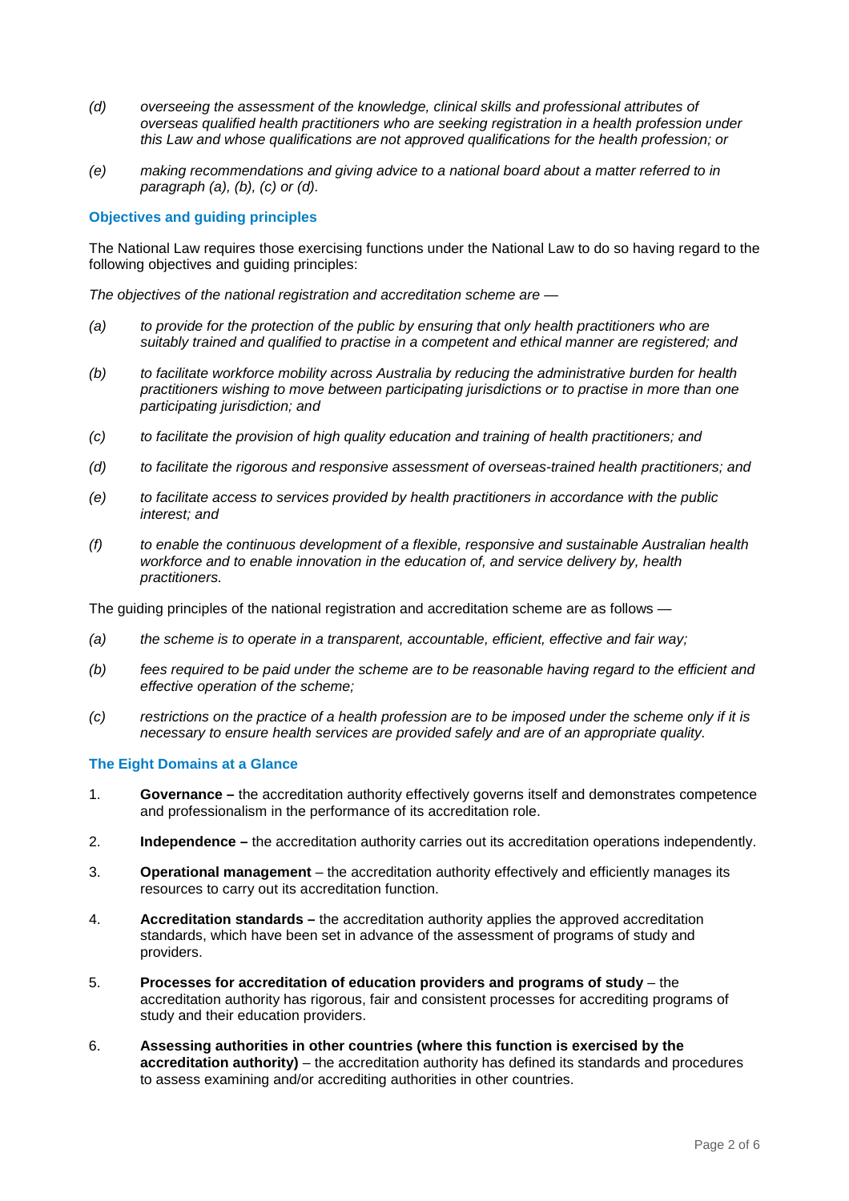*(d)* *overseeing the assessment of the knowledge, clinical skills and professional attributes of overseas qualified health practitioners who are seeking registration in a health profession under this Law and whose qualifications are not approved qualifications for the health profession; or*

*(e)* *making recommendations and giving advice to a national board about a matter referred to in paragraph (a), (b), (c) or (d).*

### Objectives and guiding principles

The National Law requires those exercising functions under the National Law to do so having regard to the following objectives and guiding principles:

*The objectives of the national registration and accreditation scheme are —*

*(a)* *to provide for the protection of the public by ensuring that only health practitioners who are suitably trained and qualified to practise in a competent and ethical manner are registered; and*

*(b)* *to facilitate workforce mobility across Australia by reducing the administrative burden for health practitioners wishing to move between participating jurisdictions or to practise in more than one participating jurisdiction; and*

*(c)* *to facilitate the provision of high quality education and training of health practitioners; and*

*(d)* *to facilitate the rigorous and responsive assessment of overseas-trained health practitioners; and*

*(e)* *to facilitate access to services provided by health practitioners in accordance with the public interest; and*

*(f)* *to enable the continuous development of a flexible, responsive and sustainable Australian health workforce and to enable innovation in the education of, and service delivery by, health practitioners.*

The guiding principles of the national registration and accreditation scheme are as follows —

*(a)* *the scheme is to operate in a transparent, accountable, efficient, effective and fair way;*

*(b)* *fees required to be paid under the scheme are to be reasonable having regard to the efficient and effective operation of the scheme;*

*(c)* *restrictions on the practice of a health profession are to be imposed under the scheme only if it is necessary to ensure health services are provided safely and are of an appropriate quality.*

### The Eight Domains at a Glance

1. **Governance –** the accreditation authority effectively governs itself and demonstrates competence and professionalism in the performance of its accreditation role.
2. **Independence –** the accreditation authority carries out its accreditation operations independently.
3. **Operational management** – the accreditation authority effectively and efficiently manages its resources to carry out its accreditation function.
4. **Accreditation standards –** the accreditation authority applies the approved accreditation standards, which have been set in advance of the assessment of programs of study and providers.
5. **Processes for accreditation of education providers and programs of study** – the accreditation authority has rigorous, fair and consistent processes for accrediting programs of study and their education providers.
6. **Assessing authorities in other countries (where this function is exercised by the accreditation authority)** – the accreditation authority has defined its standards and procedures to assess examining and/or accrediting authorities in other countries.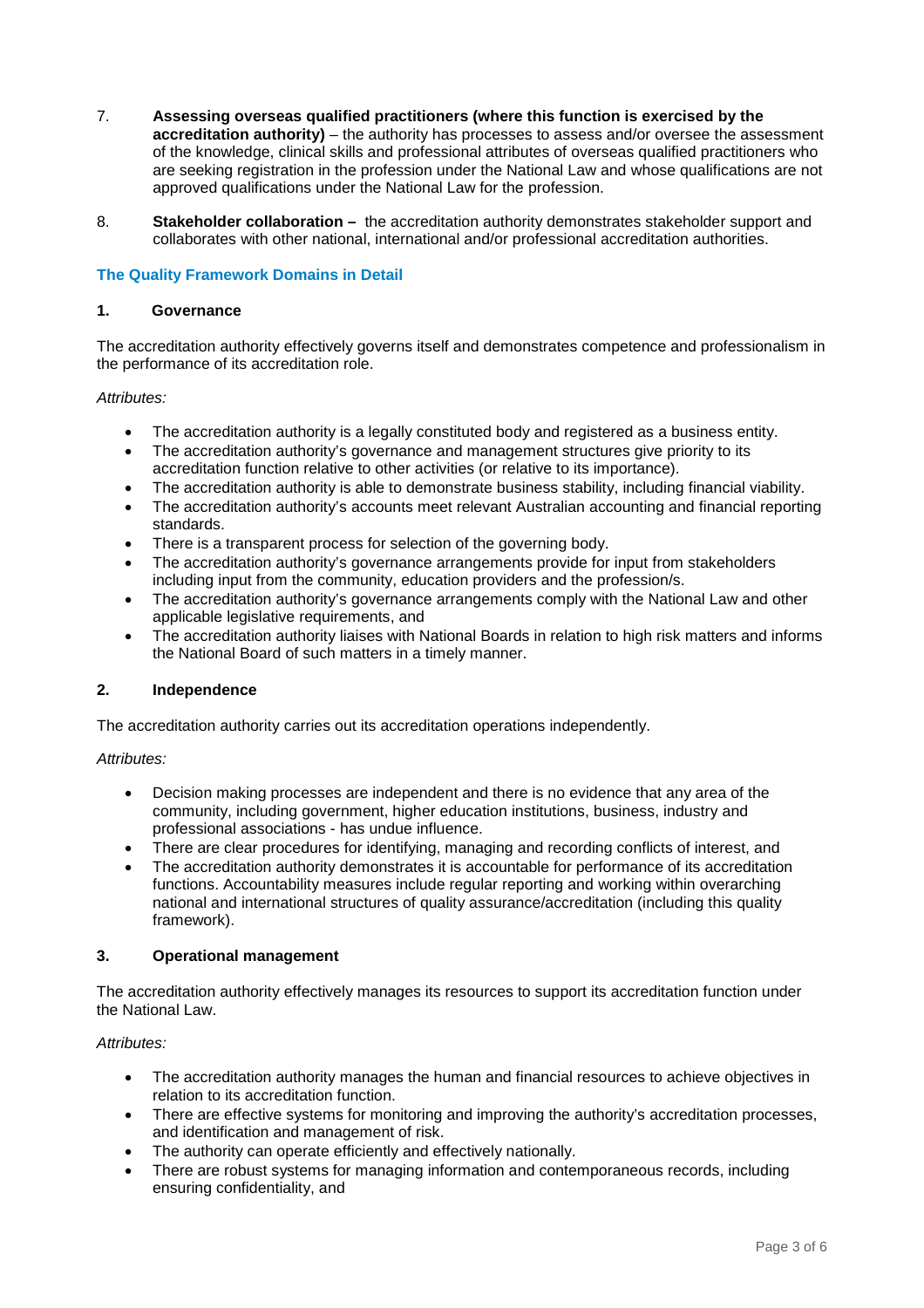7. **Assessing overseas qualified practitioners (where this function is exercised by the accreditation authority)** – the authority has processes to assess and/or oversee the assessment of the knowledge, clinical skills and professional attributes of overseas qualified practitioners who are seeking registration in the profession under the National Law and whose qualifications are not approved qualifications under the National Law for the profession.

8. **Stakeholder collaboration –** the accreditation authority demonstrates stakeholder support and collaborates with other national, international and/or professional accreditation authorities.

## The Quality Framework Domains in Detail

### 1. Governance

The accreditation authority effectively governs itself and demonstrates competence and professionalism in the performance of its accreditation role.

*Attributes:*

- The accreditation authority is a legally constituted body and registered as a business entity.
- The accreditation authority's governance and management structures give priority to its accreditation function relative to other activities (or relative to its importance).
- The accreditation authority is able to demonstrate business stability, including financial viability.
- The accreditation authority's accounts meet relevant Australian accounting and financial reporting standards.
- There is a transparent process for selection of the governing body.
- The accreditation authority's governance arrangements provide for input from stakeholders including input from the community, education providers and the profession/s.
- The accreditation authority's governance arrangements comply with the National Law and other applicable legislative requirements, and
- The accreditation authority liaises with National Boards in relation to high risk matters and informs the National Board of such matters in a timely manner.

### 2. Independence

The accreditation authority carries out its accreditation operations independently.

*Attributes:*

- Decision making processes are independent and there is no evidence that any area of the community, including government, higher education institutions, business, industry and professional associations - has undue influence.
- There are clear procedures for identifying, managing and recording conflicts of interest, and
- The accreditation authority demonstrates it is accountable for performance of its accreditation functions. Accountability measures include regular reporting and working within overarching national and international structures of quality assurance/accreditation (including this quality framework).

### 3. Operational management

The accreditation authority effectively manages its resources to support its accreditation function under the National Law.

*Attributes:*

- The accreditation authority manages the human and financial resources to achieve objectives in relation to its accreditation function.
- There are effective systems for monitoring and improving the authority's accreditation processes, and identification and management of risk.
- The authority can operate efficiently and effectively nationally.
- There are robust systems for managing information and contemporaneous records, including ensuring confidentiality, and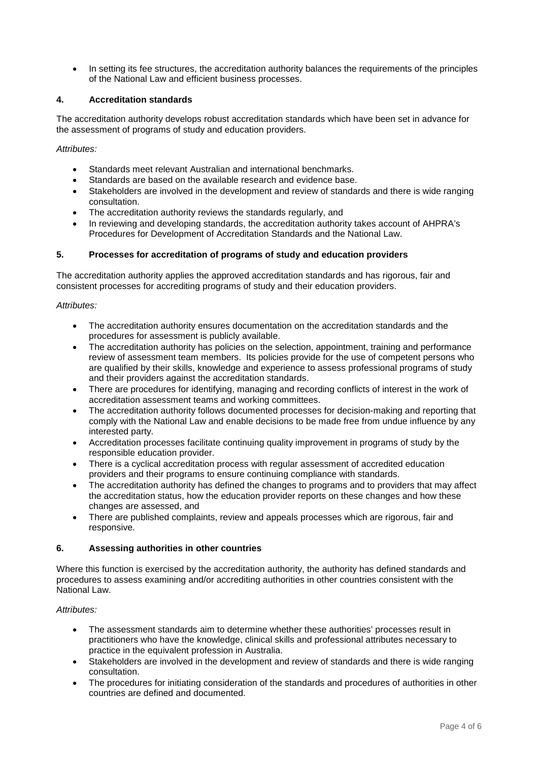- In setting its fee structures, the accreditation authority balances the requirements of the principles of the National Law and efficient business processes.

## 4. Accreditation standards

The accreditation authority develops robust accreditation standards which have been set in advance for the assessment of programs of study and education providers.

*Attributes:*

- Standards meet relevant Australian and international benchmarks.
- Standards are based on the available research and evidence base.
- Stakeholders are involved in the development and review of standards and there is wide ranging consultation.
- The accreditation authority reviews the standards regularly, and
- In reviewing and developing standards, the accreditation authority takes account of AHPRA's Procedures for Development of Accreditation Standards and the National Law.

## 5. Processes for accreditation of programs of study and education providers

The accreditation authority applies the approved accreditation standards and has rigorous, fair and consistent processes for accrediting programs of study and their education providers.

*Attributes:*

- The accreditation authority ensures documentation on the accreditation standards and the procedures for assessment is publicly available.
- The accreditation authority has policies on the selection, appointment, training and performance review of assessment team members. Its policies provide for the use of competent persons who are qualified by their skills, knowledge and experience to assess professional programs of study and their providers against the accreditation standards.
- There are procedures for identifying, managing and recording conflicts of interest in the work of accreditation assessment teams and working committees.
- The accreditation authority follows documented processes for decision-making and reporting that comply with the National Law and enable decisions to be made free from undue influence by any interested party.
- Accreditation processes facilitate continuing quality improvement in programs of study by the responsible education provider.
- There is a cyclical accreditation process with regular assessment of accredited education providers and their programs to ensure continuing compliance with standards.
- The accreditation authority has defined the changes to programs and to providers that may affect the accreditation status, how the education provider reports on these changes and how these changes are assessed, and
- There are published complaints, review and appeals processes which are rigorous, fair and responsive.

## 6. Assessing authorities in other countries

Where this function is exercised by the accreditation authority, the authority has defined standards and procedures to assess examining and/or accrediting authorities in other countries consistent with the National Law.

*Attributes:*

- The assessment standards aim to determine whether these authorities' processes result in practitioners who have the knowledge, clinical skills and professional attributes necessary to practice in the equivalent profession in Australia.
- Stakeholders are involved in the development and review of standards and there is wide ranging consultation.
- The procedures for initiating consideration of the standards and procedures of authorities in other countries are defined and documented.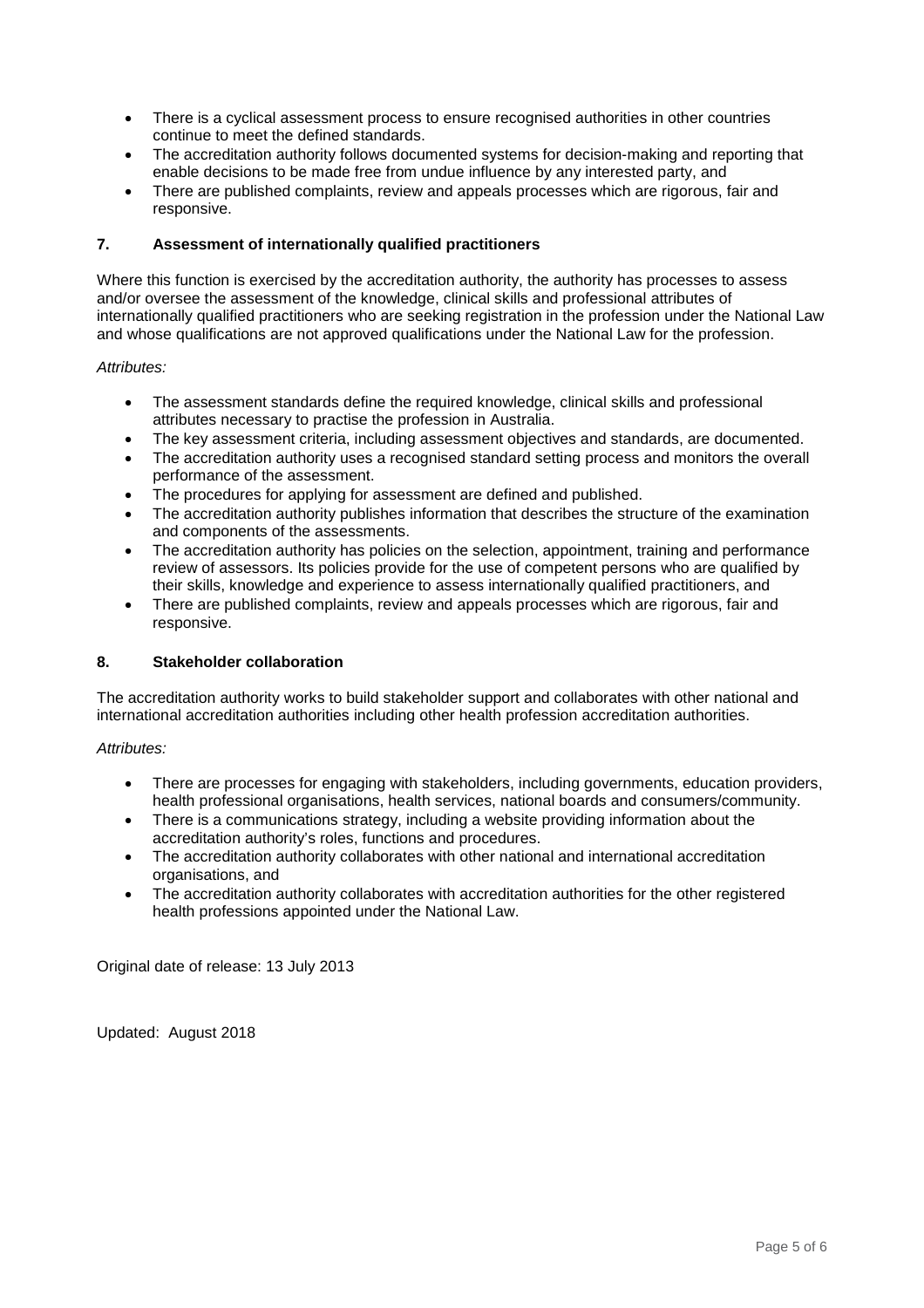- There is a cyclical assessment process to ensure recognised authorities in other countries continue to meet the defined standards.
- The accreditation authority follows documented systems for decision-making and reporting that enable decisions to be made free from undue influence by any interested party, and
- There are published complaints, review and appeals processes which are rigorous, fair and responsive.

### 7. Assessment of internationally qualified practitioners

Where this function is exercised by the accreditation authority, the authority has processes to assess and/or oversee the assessment of the knowledge, clinical skills and professional attributes of internationally qualified practitioners who are seeking registration in the profession under the National Law and whose qualifications are not approved qualifications under the National Law for the profession.

*Attributes:*

- The assessment standards define the required knowledge, clinical skills and professional attributes necessary to practise the profession in Australia.
- The key assessment criteria, including assessment objectives and standards, are documented.
- The accreditation authority uses a recognised standard setting process and monitors the overall performance of the assessment.
- The procedures for applying for assessment are defined and published.
- The accreditation authority publishes information that describes the structure of the examination and components of the assessments.
- The accreditation authority has policies on the selection, appointment, training and performance review of assessors. Its policies provide for the use of competent persons who are qualified by their skills, knowledge and experience to assess internationally qualified practitioners, and
- There are published complaints, review and appeals processes which are rigorous, fair and responsive.

### 8. Stakeholder collaboration

The accreditation authority works to build stakeholder support and collaborates with other national and international accreditation authorities including other health profession accreditation authorities.

*Attributes:*

- There are processes for engaging with stakeholders, including governments, education providers, health professional organisations, health services, national boards and consumers/community.
- There is a communications strategy, including a website providing information about the accreditation authority's roles, functions and procedures.
- The accreditation authority collaborates with other national and international accreditation organisations, and
- The accreditation authority collaborates with accreditation authorities for the other registered health professions appointed under the National Law.

Original date of release: 13 July 2013

Updated: August 2018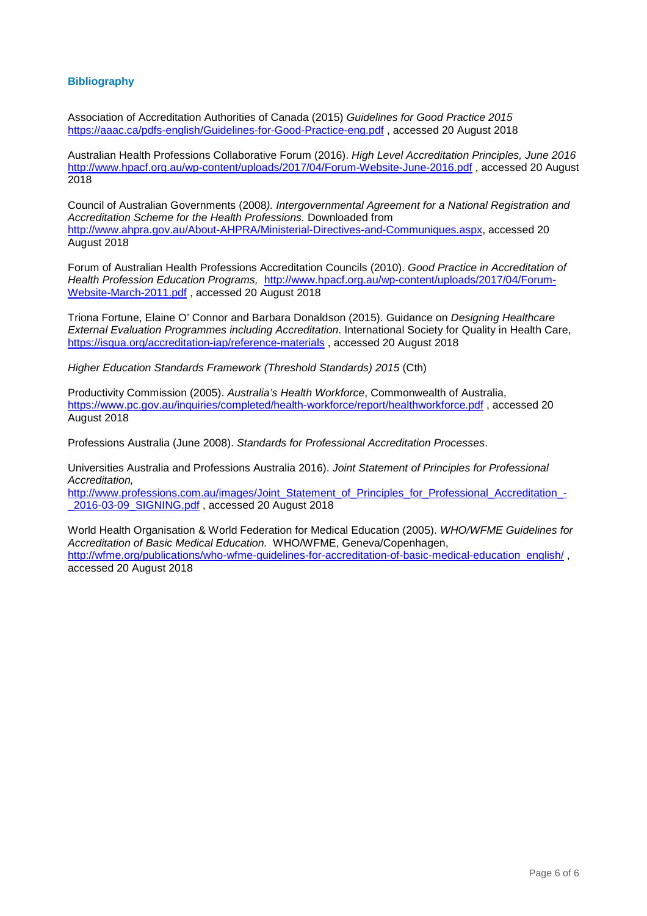## Bibliography

Association of Accreditation Authorities of Canada (2015) *Guidelines for Good Practice 2015* https://aaac.ca/pdfs-english/Guidelines-for-Good-Practice-eng.pdf , accessed 20 August 2018

Australian Health Professions Collaborative Forum (2016). *High Level Accreditation Principles, June 2016* http://www.hpacf.org.au/wp-content/uploads/2017/04/Forum-Website-June-2016.pdf , accessed 20 August 2018

Council of Australian Governments (2008). *Intergovernmental Agreement for a National Registration and Accreditation Scheme for the Health Professions.* Downloaded from http://www.ahpra.gov.au/About-AHPRA/Ministerial-Directives-and-Communiques.aspx, accessed 20 August 2018

Forum of Australian Health Professions Accreditation Councils (2010). *Good Practice in Accreditation of Health Profession Education Programs,* http://www.hpacf.org.au/wp-content/uploads/2017/04/Forum-Website-March-2011.pdf , accessed 20 August 2018

Triona Fortune, Elaine O' Connor and Barbara Donaldson (2015). Guidance on *Designing Healthcare External Evaluation Programmes including Accreditation*. International Society for Quality in Health Care, https://isqua.org/accreditation-iap/reference-materials , accessed 20 August 2018

*Higher Education Standards Framework (Threshold Standards) 2015* (Cth)

Productivity Commission (2005). *Australia's Health Workforce*, Commonwealth of Australia, https://www.pc.gov.au/inquiries/completed/health-workforce/report/healthworkforce.pdf , accessed 20 August 2018

Professions Australia (June 2008). *Standards for Professional Accreditation Processes*.

Universities Australia and Professions Australia 2016). *Joint Statement of Principles for Professional Accreditation,* http://www.professions.com.au/images/Joint_Statement_of_Principles_for_Professional_Accreditation_-_2016-03-09_SIGNING.pdf , accessed 20 August 2018

World Health Organisation & World Federation for Medical Education (2005). *WHO/WFME Guidelines for Accreditation of Basic Medical Education.* WHO/WFME, Geneva/Copenhagen, http://wfme.org/publications/who-wfme-guidelines-for-accreditation-of-basic-medical-education_english/ , accessed 20 August 2018